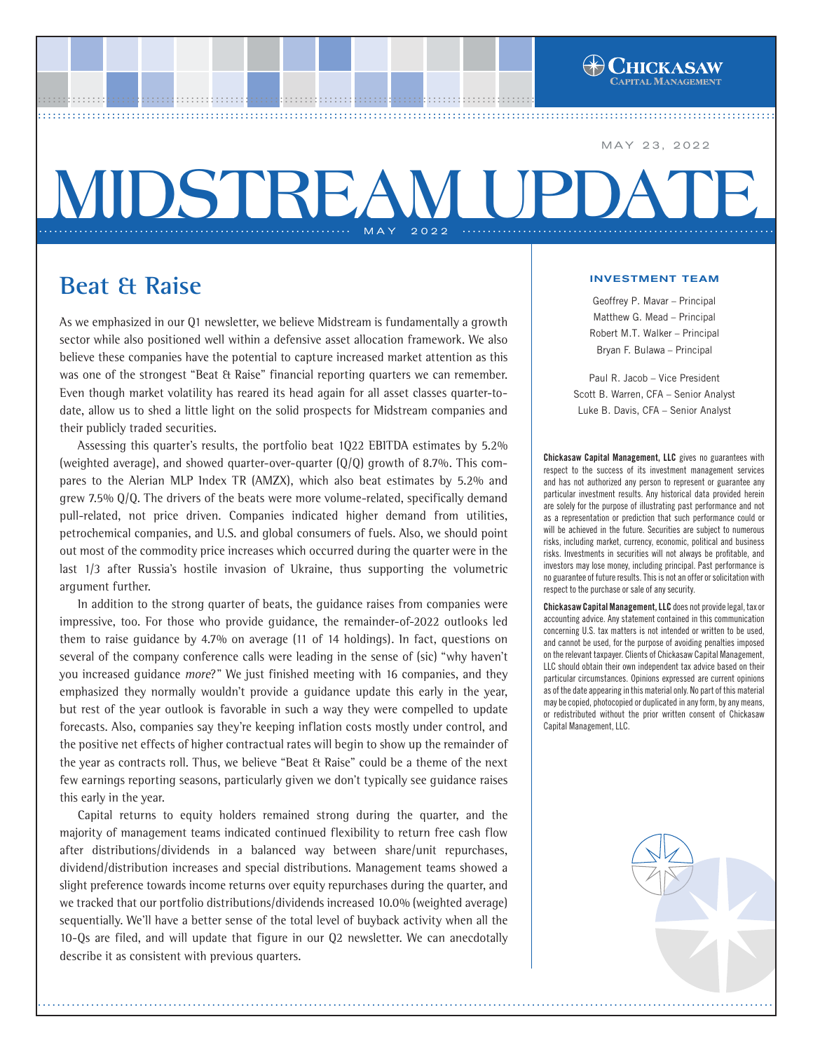MAY 23, 2022

# MIDSTREAM UPDATE

MAY 2022

## Beat & Raise

As we emphasized in our Q1 newsletter, we believe Midstream is fundamentally a growth sector while also positioned well within a defensive asset allocation framework. We also believe these companies have the potential to capture increased market attention as this was one of the strongest "Beat & Raise" financial reporting quarters we can remember. Even though market volatility has reared its head again for all asset classes quarter-to-date, allow us to shed a little light on the solid prospects for Midstream companies and their publicly traded securities.

Assessing this quarter's results, the portfolio beat 1Q22 EBITDA estimates by 5.2% (weighted average), and showed quarter-over-quarter (Q/Q) growth of 8.7%. This compares to the Alerian MLP Index TR (AMZX), which also beat estimates by 5.2% and grew 7.5% Q/Q. The drivers of the beats were more volume-related, specifically demand pull-related, not price driven. Companies indicated higher demand from utilities, petrochemical companies, and U.S. and global consumers of fuels. Also, we should point out most of the commodity price increases which occurred during the quarter were in the last 1/3 after Russia's hostile invasion of Ukraine, thus supporting the volumetric argument further.

In addition to the strong quarter of beats, the guidance raises from companies were impressive, too. For those who provide guidance, the remainder-of-2022 outlooks led them to raise guidance by 4.7% on average (11 of 14 holdings). In fact, questions on several of the company conference calls were leading in the sense of (sic) "why haven't you increased guidance *more*?" We just finished meeting with 16 companies, and they emphasized they normally wouldn't provide a guidance update this early in the year, but rest of the year outlook is favorable in such a way they were compelled to update forecasts. Also, companies say they're keeping inflation costs mostly under control, and the positive net effects of higher contractual rates will begin to show up the remainder of the year as contracts roll. Thus, we believe "Beat & Raise" could be a theme of the next few earnings reporting seasons, particularly given we don't typically see guidance raises this early in the year.

Capital returns to equity holders remained strong during the quarter, and the majority of management teams indicated continued flexibility to return free cash flow after distributions/dividends in a balanced way between share/unit repurchases, dividend/distribution increases and special distributions. Management teams showed a slight preference towards income returns over equity repurchases during the quarter, and we tracked that our portfolio distributions/dividends increased 10.0% (weighted average) sequentially. We'll have a better sense of the total level of buyback activity when all the 10-Qs are filed, and will update that figure in our Q2 newsletter. We can anecdotally describe it as consistent with previous quarters.

### INVESTMENT TEAM

Geoffrey P. Mavar – Principal
Matthew G. Mead – Principal
Robert M.T. Walker – Principal
Bryan F. Bulawa – Principal

Paul R. Jacob – Vice President
Scott B. Warren, CFA – Senior Analyst
Luke B. Davis, CFA – Senior Analyst

**Chickasaw Capital Management, LLC** gives no guarantees with respect to the success of its investment management services and has not authorized any person to represent or guarantee any particular investment results. Any historical data provided herein are solely for the purpose of illustrating past performance and not as a representation or prediction that such performance could or will be achieved in the future. Securities are subject to numerous risks, including market, currency, economic, political and business risks. Investments in securities will not always be profitable, and investors may lose money, including principal. Past performance is no guarantee of future results. This is not an offer or solicitation with respect to the purchase or sale of any security.

**Chickasaw Capital Management, LLC** does not provide legal, tax or accounting advice. Any statement contained in this communication concerning U.S. tax matters is not intended or written to be used, and cannot be used, for the purpose of avoiding penalties imposed on the relevant taxpayer. Clients of Chickasaw Capital Management, LLC should obtain their own independent tax advice based on their particular circumstances. Opinions expressed are current opinions as of the date appearing in this material only. No part of this material may be copied, photocopied or duplicated in any form, by any means, or redistributed without the prior written consent of Chickasaw Capital Management, LLC.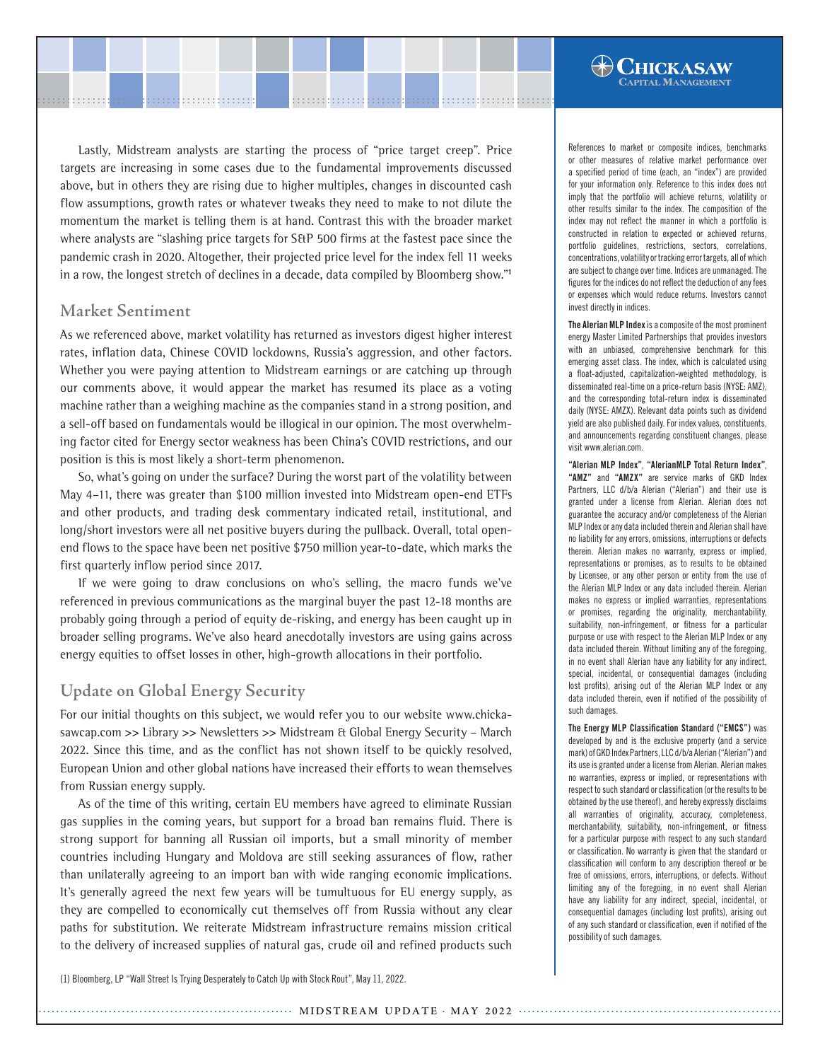Lastly, Midstream analysts are starting the process of "price target creep". Price targets are increasing in some cases due to the fundamental improvements discussed above, but in others they are rising due to higher multiples, changes in discounted cash flow assumptions, growth rates or whatever tweaks they need to make to not dilute the momentum the market is telling them is at hand. Contrast this with the broader market where analysts are "slashing price targets for S&P 500 firms at the fastest pace since the pandemic crash in 2020. Altogether, their projected price level for the index fell 11 weeks in a row, the longest stretch of declines in a decade, data compiled by Bloomberg show."[1]

## Market Sentiment

As we referenced above, market volatility has returned as investors digest higher interest rates, inflation data, Chinese COVID lockdowns, Russia's aggression, and other factors. Whether you were paying attention to Midstream earnings or are catching up through our comments above, it would appear the market has resumed its place as a voting machine rather than a weighing machine as the companies stand in a strong position, and a sell-off based on fundamentals would be illogical in our opinion. The most overwhelming factor cited for Energy sector weakness has been China's COVID restrictions, and our position is this is most likely a short-term phenomenon.

So, what's going on under the surface? During the worst part of the volatility between May 4–11, there was greater than $100 million invested into Midstream open-end ETFs and other products, and trading desk commentary indicated retail, institutional, and long/short investors were all net positive buyers during the pullback. Overall, total open-end flows to the space have been net positive $750 million year-to-date, which marks the first quarterly inflow period since 2017.

If we were going to draw conclusions on who's selling, the macro funds we've referenced in previous communications as the marginal buyer the past 12-18 months are probably going through a period of equity de-risking, and energy has been caught up in broader selling programs. We've also heard anecdotally investors are using gains across energy equities to offset losses in other, high-growth allocations in their portfolio.

## Update on Global Energy Security

For our initial thoughts on this subject, we would refer you to our website www.chickasawcap.com >> Library >> Newsletters >> Midstream & Global Energy Security – March 2022. Since this time, and as the conflict has not shown itself to be quickly resolved, European Union and other global nations have increased their efforts to wean themselves from Russian energy supply.

As of the time of this writing, certain EU members have agreed to eliminate Russian gas supplies in the coming years, but support for a broad ban remains fluid. There is strong support for banning all Russian oil imports, but a small minority of member countries including Hungary and Moldova are still seeking assurances of flow, rather than unilaterally agreeing to an import ban with wide ranging economic implications. It's generally agreed the next few years will be tumultuous for EU energy supply, as they are compelled to economically cut themselves off from Russia without any clear paths for substitution. We reiterate Midstream infrastructure remains mission critical to the delivery of increased supplies of natural gas, crude oil and refined products such

(1) Bloomberg, LP "Wall Street Is Trying Desperately to Catch Up with Stock Rout", May 11, 2022.

References to market or composite indices, benchmarks or other measures of relative market performance over a specified period of time (each, an "index") are provided for your information only. Reference to this index does not imply that the portfolio will achieve returns, volatility or other results similar to the index. The composition of the index may not reflect the manner in which a portfolio is constructed in relation to expected or achieved returns, portfolio guidelines, restrictions, sectors, correlations, concentrations, volatility or tracking error targets, all of which are subject to change over time. Indices are unmanaged. The figures for the indices do not reflect the deduction of any fees or expenses which would reduce returns. Investors cannot invest directly in indices.

**The Alerian MLP Index** is a composite of the most prominent energy Master Limited Partnerships that provides investors with an unbiased, comprehensive benchmark for this emerging asset class. The index, which is calculated using a float-adjusted, capitalization-weighted methodology, is disseminated real-time on a price-return basis (NYSE: AMZ), and the corresponding total-return index is disseminated daily (NYSE: AMZX). Relevant data points such as dividend yield are also published daily. For index values, constituents, and announcements regarding constituent changes, please visit www.alerian.com.

**"Alerian MLP Index"**, **"AlerianMLP Total Return Index"**, **"AMZ"** and **"AMZX"** are service marks of GKD Index Partners, LLC d/b/a Alerian ("Alerian") and their use is granted under a license from Alerian. Alerian does not guarantee the accuracy and/or completeness of the Alerian MLP Index or any data included therein and Alerian shall have no liability for any errors, omissions, interruptions or defects therein. Alerian makes no warranty, express or implied, representations or promises, as to results to be obtained by Licensee, or any other person or entity from the use of the Alerian MLP Index or any data included therein. Alerian makes no express or implied warranties, representations or promises, regarding the originality, merchantability, suitability, non-infringement, or fitness for a particular purpose or use with respect to the Alerian MLP Index or any data included therein. Without limiting any of the foregoing, in no event shall Alerian have any liability for any indirect, special, incidental, or consequential damages (including lost profits), arising out of the Alerian MLP Index or any data included therein, even if notified of the possibility of such damages.

**The Energy MLP Classification Standard ("EMCS")** was developed by and is the exclusive property (and a service mark) of GKD Index Partners, LLC d/b/a Alerian ("Alerian") and its use is granted under a license from Alerian. Alerian makes no warranties, express or implied, or representations with respect to such standard or classification (or the results to be obtained by the use thereof), and hereby expressly disclaims all warranties of originality, accuracy, completeness, merchantability, suitability, non-infringement, or fitness for a particular purpose with respect to any such standard or classification. No warranty is given that the standard or classification will conform to any description thereof or be free of omissions, errors, interruptions, or defects. Without limiting any of the foregoing, in no event shall Alerian have any liability for any indirect, special, incidental, or consequential damages (including lost profits), arising out of any such standard or classification, even if notified of the possibility of such damages.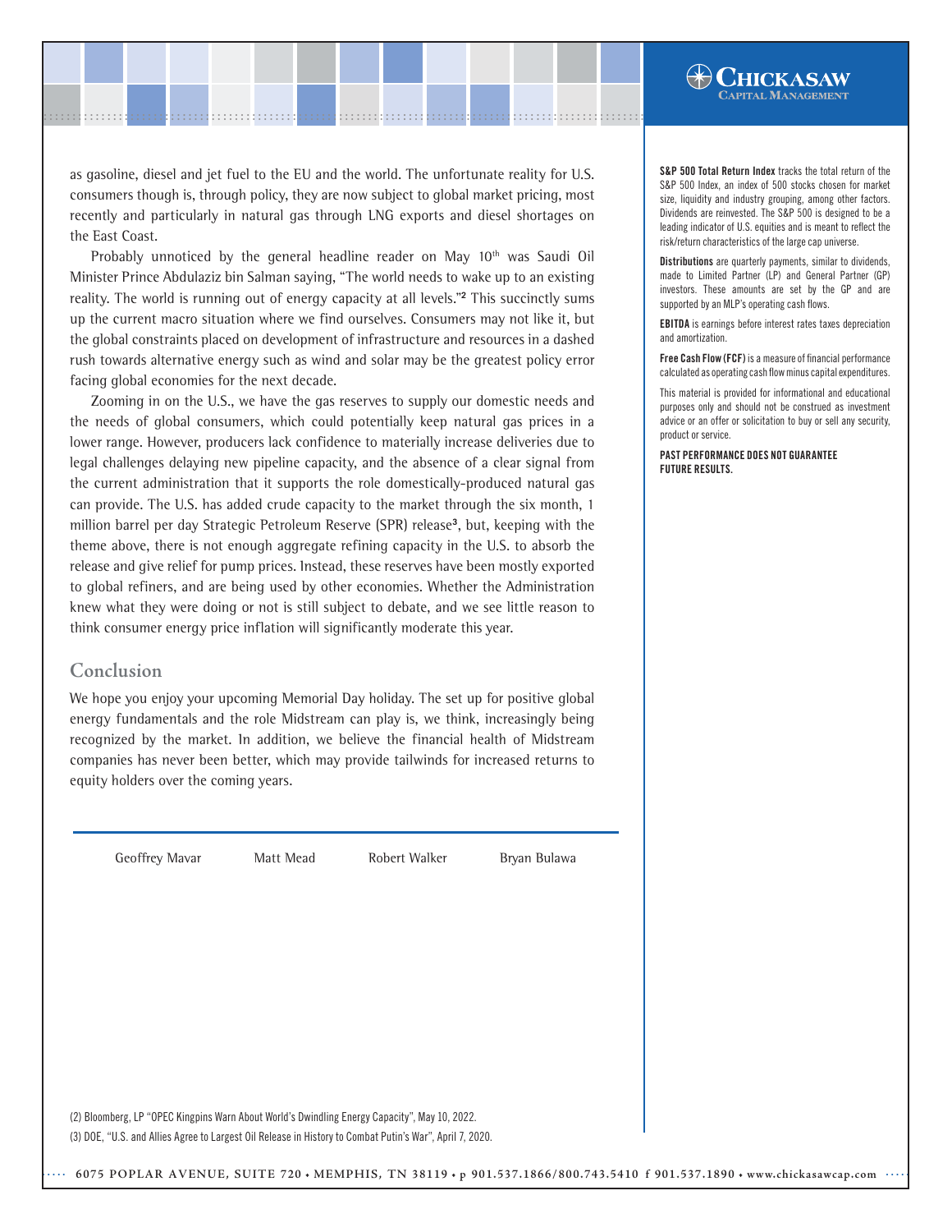as gasoline, diesel and jet fuel to the EU and the world. The unfortunate reality for U.S. consumers though is, through policy, they are now subject to global market pricing, most recently and particularly in natural gas through LNG exports and diesel shortages on the East Coast.

Probably unnoticed by the general headline reader on May 10th was Saudi Oil Minister Prince Abdulaziz bin Salman saying, “The world needs to wake up to an existing reality. The world is running out of energy capacity at all levels.”[2] This succinctly sums up the current macro situation where we find ourselves. Consumers may not like it, but the global constraints placed on development of infrastructure and resources in a dashed rush towards alternative energy such as wind and solar may be the greatest policy error facing global economies for the next decade.

Zooming in on the U.S., we have the gas reserves to supply our domestic needs and the needs of global consumers, which could potentially keep natural gas prices in a lower range. However, producers lack confidence to materially increase deliveries due to legal challenges delaying new pipeline capacity, and the absence of a clear signal from the current administration that it supports the role domestically-produced natural gas can provide. The U.S. has added crude capacity to the market through the six month, 1 million barrel per day Strategic Petroleum Reserve (SPR) release[3], but, keeping with the theme above, there is not enough aggregate refining capacity in the U.S. to absorb the release and give relief for pump prices. Instead, these reserves have been mostly exported to global refiners, and are being used by other economies. Whether the Administration knew what they were doing or not is still subject to debate, and we see little reason to think consumer energy price inflation will significantly moderate this year.

## Conclusion

We hope you enjoy your upcoming Memorial Day holiday. The set up for positive global energy fundamentals and the role Midstream can play is, we think, increasingly being recognized by the market. In addition, we believe the financial health of Midstream companies has never been better, which may provide tailwinds for increased returns to equity holders over the coming years.

Geoffrey Mavar    Matt Mead    Robert Walker    Bryan Bulawa

(2) Bloomberg, LP “OPEC Kingpins Warn About World’s Dwindling Energy Capacity”, May 10, 2022.

(3) DOE, “U.S. and Allies Agree to Largest Oil Release in History to Combat Putin’s War”, April 7, 2020.

**S&P 500 Total Return Index** tracks the total return of the S&P 500 Index, an index of 500 stocks chosen for market size, liquidity and industry grouping, among other factors. Dividends are reinvested. The S&P 500 is designed to be a leading indicator of U.S. equities and is meant to reflect the risk/return characteristics of the large cap universe.

**Distributions** are quarterly payments, similar to dividends, made to Limited Partner (LP) and General Partner (GP) investors. These amounts are set by the GP and are supported by an MLP’s operating cash flows.

**EBITDA** is earnings before interest rates taxes depreciation and amortization.

**Free Cash Flow (FCF)** is a measure of financial performance calculated as operating cash flow minus capital expenditures.

This material is provided for informational and educational purposes only and should not be construed as investment advice or an offer or solicitation to buy or sell any security, product or service.

**PAST PERFORMANCE DOES NOT GUARANTEE FUTURE RESULTS.**